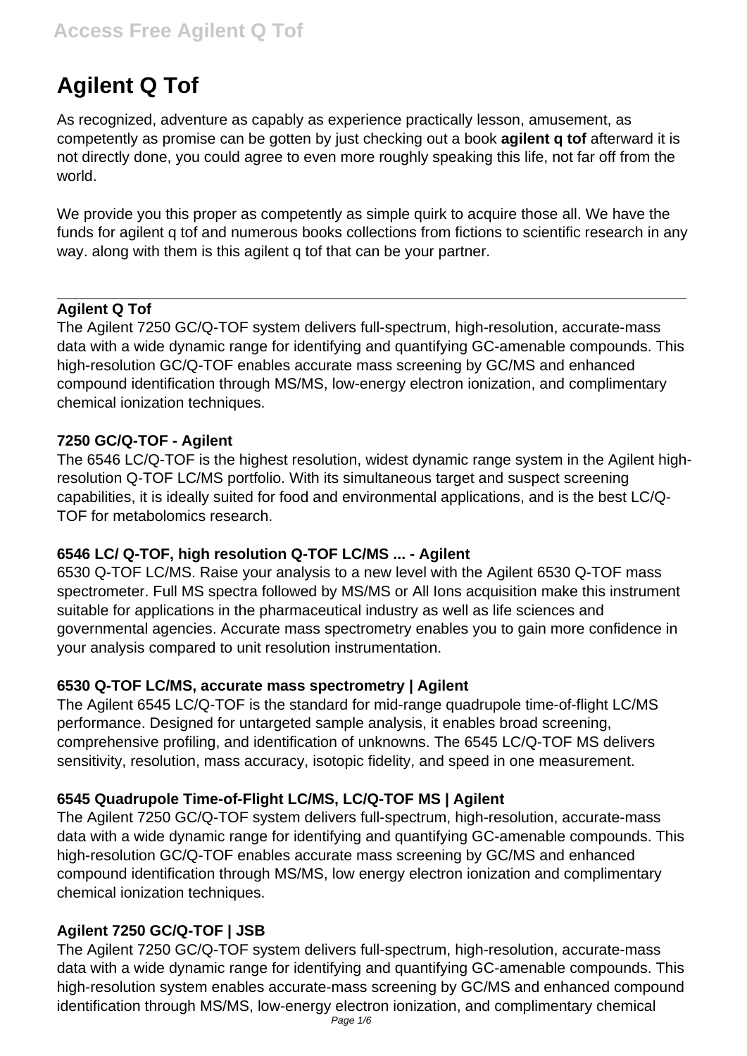# Agilent Q Tof

As recognized, adventure as capably as experience practically lesson, amusement, as competently as promise can be gotten by just checking out a book **agilent q tof** afterward it is not directly done, you could agree to even more roughly speaking this life, not far off from the world.

We provide you this proper as competently as simple quirk to acquire those all. We have the funds for agilent q tof and numerous books collections from fictions to scientific research in any way. along with them is this agilent q tof that can be your partner.

---

**Agilent Q Tof**

The Agilent 7250 GC/Q-TOF system delivers full-spectrum, high-resolution, accurate-mass data with a wide dynamic range for identifying and quantifying GC-amenable compounds. This high-resolution GC/Q-TOF enables accurate mass screening by GC/MS and enhanced compound identification through MS/MS, low-energy electron ionization, and complimentary chemical ionization techniques.

**7250 GC/Q-TOF - Agilent**

The 6546 LC/Q-TOF is the highest resolution, widest dynamic range system in the Agilent high-resolution Q-TOF LC/MS portfolio. With its simultaneous target and suspect screening capabilities, it is ideally suited for food and environmental applications, and is the best LC/Q-TOF for metabolomics research.

**6546 LC/ Q-TOF, high resolution Q-TOF LC/MS ... - Agilent**

6530 Q-TOF LC/MS. Raise your analysis to a new level with the Agilent 6530 Q-TOF mass spectrometer. Full MS spectra followed by MS/MS or All Ions acquisition make this instrument suitable for applications in the pharmaceutical industry as well as life sciences and governmental agencies. Accurate mass spectrometry enables you to gain more confidence in your analysis compared to unit resolution instrumentation.

**6530 Q-TOF LC/MS, accurate mass spectrometry | Agilent**

The Agilent 6545 LC/Q-TOF is the standard for mid-range quadrupole time-of-flight LC/MS performance. Designed for untargeted sample analysis, it enables broad screening, comprehensive profiling, and identification of unknowns. The 6545 LC/Q-TOF MS delivers sensitivity, resolution, mass accuracy, isotopic fidelity, and speed in one measurement.

**6545 Quadrupole Time-of-Flight LC/MS, LC/Q-TOF MS | Agilent**

The Agilent 7250 GC/Q-TOF system delivers full-spectrum, high-resolution, accurate-mass data with a wide dynamic range for identifying and quantifying GC-amenable compounds. This high-resolution GC/Q-TOF enables accurate mass screening by GC/MS and enhanced compound identification through MS/MS, low energy electron ionization and complimentary chemical ionization techniques.

**Agilent 7250 GC/Q-TOF | JSB**

The Agilent 7250 GC/Q-TOF system delivers full-spectrum, high-resolution, accurate-mass data with a wide dynamic range for identifying and quantifying GC-amenable compounds. This high-resolution system enables accurate-mass screening by GC/MS and enhanced compound identification through MS/MS, low-energy electron ionization, and complimentary chemical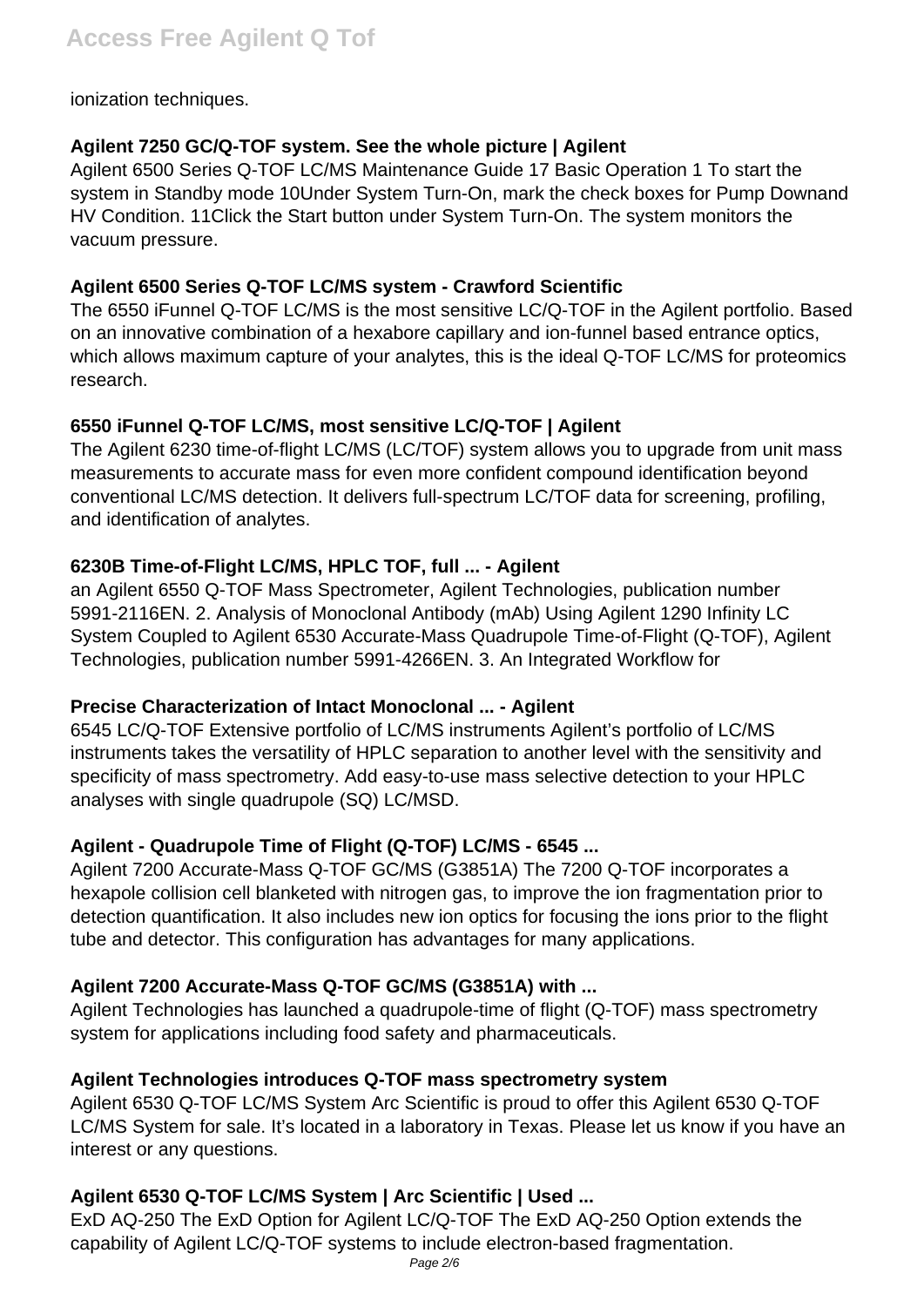ionization techniques.

### Agilent 7250 GC/Q-TOF system. See the whole picture | Agilent

Agilent 6500 Series Q-TOF LC/MS Maintenance Guide 17 Basic Operation 1 To start the system in Standby mode 10Under System Turn-On, mark the check boxes for Pump Downand HV Condition. 11Click the Start button under System Turn-On. The system monitors the vacuum pressure.

### Agilent 6500 Series Q-TOF LC/MS system - Crawford Scientific

The 6550 iFunnel Q-TOF LC/MS is the most sensitive LC/Q-TOF in the Agilent portfolio. Based on an innovative combination of a hexabore capillary and ion-funnel based entrance optics, which allows maximum capture of your analytes, this is the ideal Q-TOF LC/MS for proteomics research.

### 6550 iFunnel Q-TOF LC/MS, most sensitive LC/Q-TOF | Agilent

The Agilent 6230 time-of-flight LC/MS (LC/TOF) system allows you to upgrade from unit mass measurements to accurate mass for even more confident compound identification beyond conventional LC/MS detection. It delivers full-spectrum LC/TOF data for screening, profiling, and identification of analytes.

### 6230B Time-of-Flight LC/MS, HPLC TOF, full ... - Agilent

an Agilent 6550 Q-TOF Mass Spectrometer, Agilent Technologies, publication number 5991-2116EN. 2. Analysis of Monoclonal Antibody (mAb) Using Agilent 1290 Infinity LC System Coupled to Agilent 6530 Accurate-Mass Quadrupole Time-of-Flight (Q-TOF), Agilent Technologies, publication number 5991-4266EN. 3. An Integrated Workflow for

### Precise Characterization of Intact Monoclonal ... - Agilent

6545 LC/Q-TOF Extensive portfolio of LC/MS instruments Agilent's portfolio of LC/MS instruments takes the versatility of HPLC separation to another level with the sensitivity and specificity of mass spectrometry. Add easy-to-use mass selective detection to your HPLC analyses with single quadrupole (SQ) LC/MSD.

### Agilent - Quadrupole Time of Flight (Q-TOF) LC/MS - 6545 ...

Agilent 7200 Accurate-Mass Q-TOF GC/MS (G3851A) The 7200 Q-TOF incorporates a hexapole collision cell blanketed with nitrogen gas, to improve the ion fragmentation prior to detection quantification. It also includes new ion optics for focusing the ions prior to the flight tube and detector. This configuration has advantages for many applications.

### Agilent 7200 Accurate-Mass Q-TOF GC/MS (G3851A) with ...

Agilent Technologies has launched a quadrupole-time of flight (Q-TOF) mass spectrometry system for applications including food safety and pharmaceuticals.

### Agilent Technologies introduces Q-TOF mass spectrometry system

Agilent 6530 Q-TOF LC/MS System Arc Scientific is proud to offer this Agilent 6530 Q-TOF LC/MS System for sale. It's located in a laboratory in Texas. Please let us know if you have an interest or any questions.

### Agilent 6530 Q-TOF LC/MS System | Arc Scientific | Used ...

ExD AQ-250 The ExD Option for Agilent LC/Q-TOF The ExD AQ-250 Option extends the capability of Agilent LC/Q-TOF systems to include electron-based fragmentation.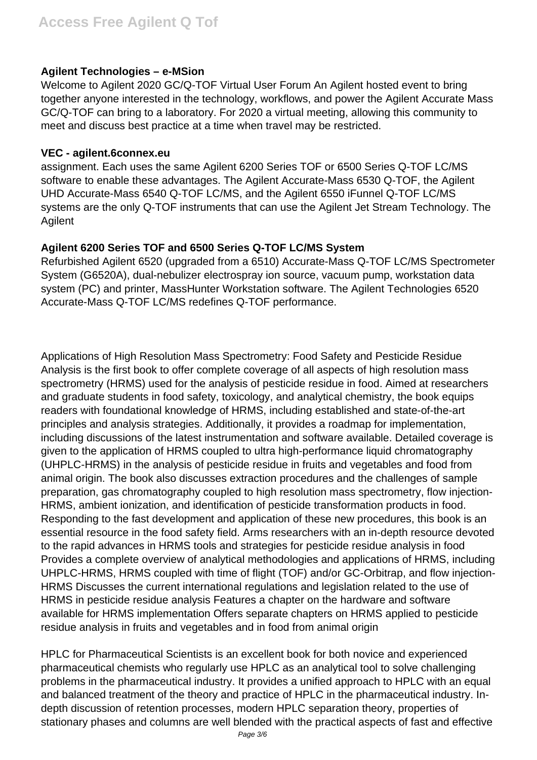**Agilent Technologies – e-MSion**

Welcome to Agilent 2020 GC/Q-TOF Virtual User Forum An Agilent hosted event to bring together anyone interested in the technology, workflows, and power the Agilent Accurate Mass GC/Q-TOF can bring to a laboratory. For 2020 a virtual meeting, allowing this community to meet and discuss best practice at a time when travel may be restricted.

**VEC - agilent.6connex.eu**

assignment. Each uses the same Agilent 6200 Series TOF or 6500 Series Q-TOF LC/MS software to enable these advantages. The Agilent Accurate-Mass 6530 Q-TOF, the Agilent UHD Accurate-Mass 6540 Q-TOF LC/MS, and the Agilent 6550 iFunnel Q-TOF LC/MS systems are the only Q-TOF instruments that can use the Agilent Jet Stream Technology. The Agilent

**Agilent 6200 Series TOF and 6500 Series Q-TOF LC/MS System**

Refurbished Agilent 6520 (upgraded from a 6510) Accurate-Mass Q-TOF LC/MS Spectrometer System (G6520A), dual-nebulizer electrospray ion source, vacuum pump, workstation data system (PC) and printer, MassHunter Workstation software. The Agilent Technologies 6520 Accurate-Mass Q-TOF LC/MS redefines Q-TOF performance.

Applications of High Resolution Mass Spectrometry: Food Safety and Pesticide Residue Analysis is the first book to offer complete coverage of all aspects of high resolution mass spectrometry (HRMS) used for the analysis of pesticide residue in food. Aimed at researchers and graduate students in food safety, toxicology, and analytical chemistry, the book equips readers with foundational knowledge of HRMS, including established and state-of-the-art principles and analysis strategies. Additionally, it provides a roadmap for implementation, including discussions of the latest instrumentation and software available. Detailed coverage is given to the application of HRMS coupled to ultra high-performance liquid chromatography (UHPLC-HRMS) in the analysis of pesticide residue in fruits and vegetables and food from animal origin. The book also discusses extraction procedures and the challenges of sample preparation, gas chromatography coupled to high resolution mass spectrometry, flow injection-HRMS, ambient ionization, and identification of pesticide transformation products in food. Responding to the fast development and application of these new procedures, this book is an essential resource in the food safety field. Arms researchers with an in-depth resource devoted to the rapid advances in HRMS tools and strategies for pesticide residue analysis in food Provides a complete overview of analytical methodologies and applications of HRMS, including UHPLC-HRMS, HRMS coupled with time of flight (TOF) and/or GC-Orbitrap, and flow injection-HRMS Discusses the current international regulations and legislation related to the use of HRMS in pesticide residue analysis Features a chapter on the hardware and software available for HRMS implementation Offers separate chapters on HRMS applied to pesticide residue analysis in fruits and vegetables and in food from animal origin

HPLC for Pharmaceutical Scientists is an excellent book for both novice and experienced pharmaceutical chemists who regularly use HPLC as an analytical tool to solve challenging problems in the pharmaceutical industry. It provides a unified approach to HPLC with an equal and balanced treatment of the theory and practice of HPLC in the pharmaceutical industry. In-depth discussion of retention processes, modern HPLC separation theory, properties of stationary phases and columns are well blended with the practical aspects of fast and effective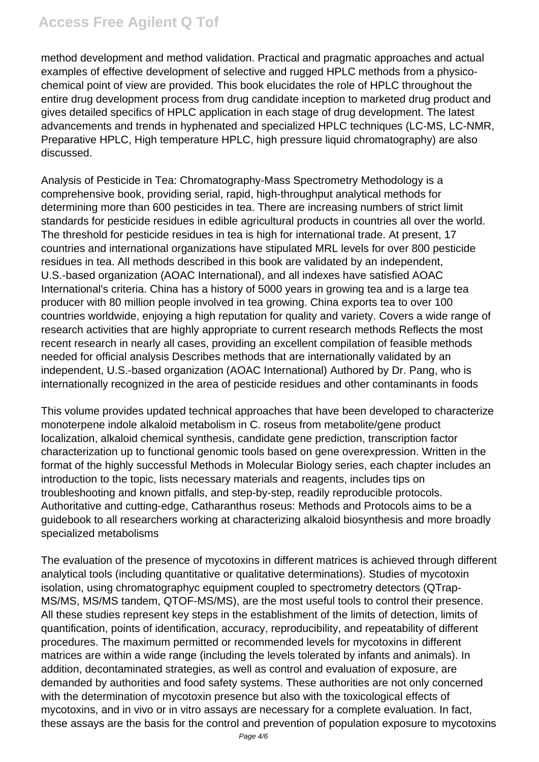method development and method validation. Practical and pragmatic approaches and actual examples of effective development of selective and rugged HPLC methods from a physico-chemical point of view are provided. This book elucidates the role of HPLC throughout the entire drug development process from drug candidate inception to marketed drug product and gives detailed specifics of HPLC application in each stage of drug development. The latest advancements and trends in hyphenated and specialized HPLC techniques (LC-MS, LC-NMR, Preparative HPLC, High temperature HPLC, high pressure liquid chromatography) are also discussed.

Analysis of Pesticide in Tea: Chromatography-Mass Spectrometry Methodology is a comprehensive book, providing serial, rapid, high-throughput analytical methods for determining more than 600 pesticides in tea. There are increasing numbers of strict limit standards for pesticide residues in edible agricultural products in countries all over the world. The threshold for pesticide residues in tea is high for international trade. At present, 17 countries and international organizations have stipulated MRL levels for over 800 pesticide residues in tea. All methods described in this book are validated by an independent, U.S.-based organization (AOAC International), and all indexes have satisfied AOAC International's criteria. China has a history of 5000 years in growing tea and is a large tea producer with 80 million people involved in tea growing. China exports tea to over 100 countries worldwide, enjoying a high reputation for quality and variety. Covers a wide range of research activities that are highly appropriate to current research methods Reflects the most recent research in nearly all cases, providing an excellent compilation of feasible methods needed for official analysis Describes methods that are internationally validated by an independent, U.S.-based organization (AOAC International) Authored by Dr. Pang, who is internationally recognized in the area of pesticide residues and other contaminants in foods

This volume provides updated technical approaches that have been developed to characterize monoterpene indole alkaloid metabolism in C. roseus from metabolite/gene product localization, alkaloid chemical synthesis, candidate gene prediction, transcription factor characterization up to functional genomic tools based on gene overexpression. Written in the format of the highly successful Methods in Molecular Biology series, each chapter includes an introduction to the topic, lists necessary materials and reagents, includes tips on troubleshooting and known pitfalls, and step-by-step, readily reproducible protocols. Authoritative and cutting-edge, Catharanthus roseus: Methods and Protocols aims to be a guidebook to all researchers working at characterizing alkaloid biosynthesis and more broadly specialized metabolisms

The evaluation of the presence of mycotoxins in different matrices is achieved through different analytical tools (including quantitative or qualitative determinations). Studies of mycotoxin isolation, using chromatographyc equipment coupled to spectrometry detectors (QTrap-MS/MS, MS/MS tandem, QTOF-MS/MS), are the most useful tools to control their presence. All these studies represent key steps in the establishment of the limits of detection, limits of quantification, points of identification, accuracy, reproducibility, and repeatability of different procedures. The maximum permitted or recommended levels for mycotoxins in different matrices are within a wide range (including the levels tolerated by infants and animals). In addition, decontaminated strategies, as well as control and evaluation of exposure, are demanded by authorities and food safety systems. These authorities are not only concerned with the determination of mycotoxin presence but also with the toxicological effects of mycotoxins, and in vivo or in vitro assays are necessary for a complete evaluation. In fact, these assays are the basis for the control and prevention of population exposure to mycotoxins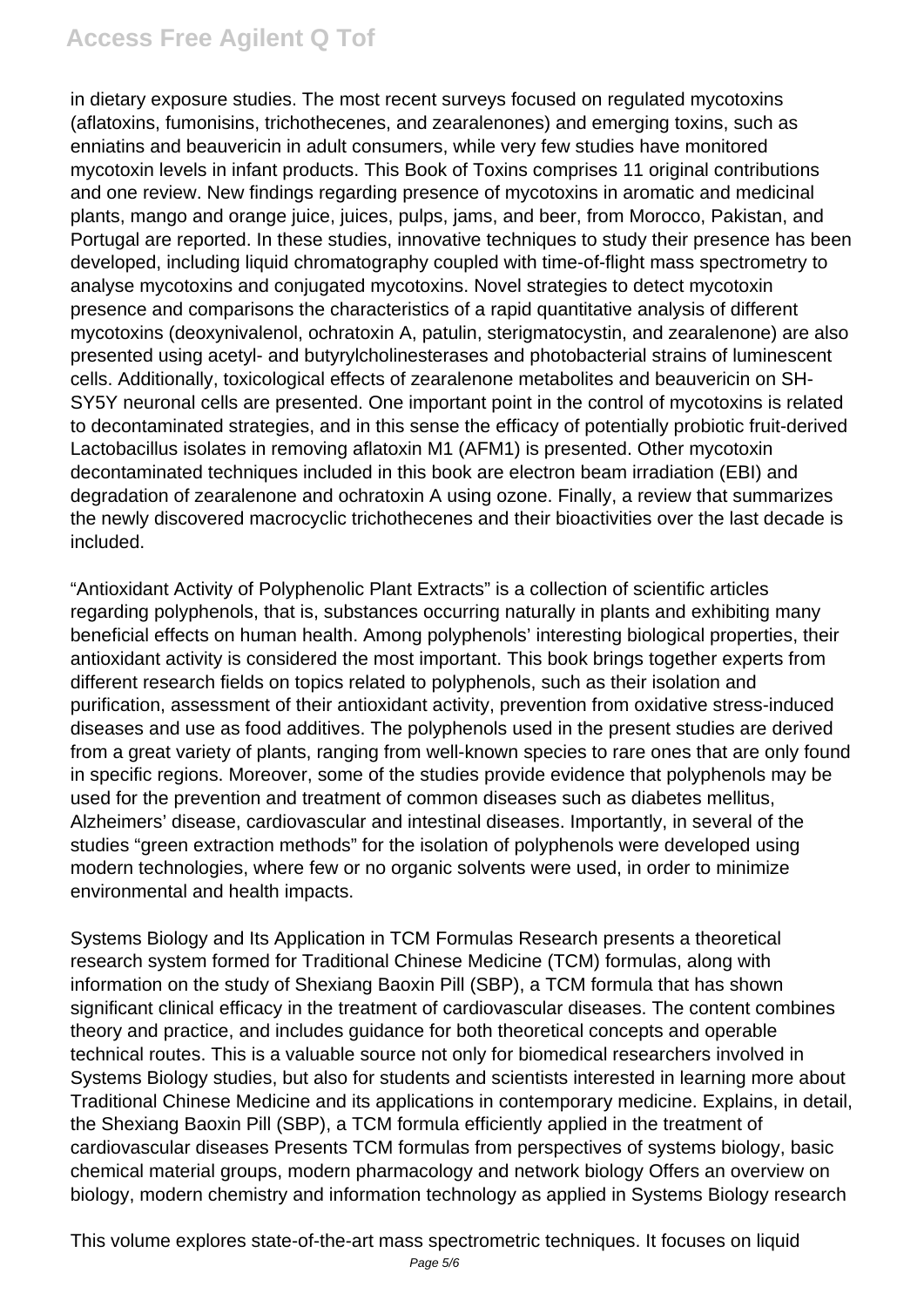in dietary exposure studies. The most recent surveys focused on regulated mycotoxins (aflatoxins, fumonisins, trichothecenes, and zearalenones) and emerging toxins, such as enniatins and beauvericin in adult consumers, while very few studies have monitored mycotoxin levels in infant products. This Book of Toxins comprises 11 original contributions and one review. New findings regarding presence of mycotoxins in aromatic and medicinal plants, mango and orange juice, juices, pulps, jams, and beer, from Morocco, Pakistan, and Portugal are reported. In these studies, innovative techniques to study their presence has been developed, including liquid chromatography coupled with time-of-flight mass spectrometry to analyse mycotoxins and conjugated mycotoxins. Novel strategies to detect mycotoxin presence and comparisons the characteristics of a rapid quantitative analysis of different mycotoxins (deoxynivalenol, ochratoxin A, patulin, sterigmatocystin, and zearalenone) are also presented using acetyl- and butyrylcholinesterases and photobacterial strains of luminescent cells. Additionally, toxicological effects of zearalenone metabolites and beauvericin on SH-SY5Y neuronal cells are presented. One important point in the control of mycotoxins is related to decontaminated strategies, and in this sense the efficacy of potentially probiotic fruit-derived Lactobacillus isolates in removing aflatoxin M1 (AFM1) is presented. Other mycotoxin decontaminated techniques included in this book are electron beam irradiation (EBI) and degradation of zearalenone and ochratoxin A using ozone. Finally, a review that summarizes the newly discovered macrocyclic trichothecenes and their bioactivities over the last decade is included.

"Antioxidant Activity of Polyphenolic Plant Extracts" is a collection of scientific articles regarding polyphenols, that is, substances occurring naturally in plants and exhibiting many beneficial effects on human health. Among polyphenols' interesting biological properties, their antioxidant activity is considered the most important. This book brings together experts from different research fields on topics related to polyphenols, such as their isolation and purification, assessment of their antioxidant activity, prevention from oxidative stress-induced diseases and use as food additives. The polyphenols used in the present studies are derived from a great variety of plants, ranging from well-known species to rare ones that are only found in specific regions. Moreover, some of the studies provide evidence that polyphenols may be used for the prevention and treatment of common diseases such as diabetes mellitus, Alzheimers' disease, cardiovascular and intestinal diseases. Importantly, in several of the studies "green extraction methods" for the isolation of polyphenols were developed using modern technologies, where few or no organic solvents were used, in order to minimize environmental and health impacts.

Systems Biology and Its Application in TCM Formulas Research presents a theoretical research system formed for Traditional Chinese Medicine (TCM) formulas, along with information on the study of Shexiang Baoxin Pill (SBP), a TCM formula that has shown significant clinical efficacy in the treatment of cardiovascular diseases. The content combines theory and practice, and includes guidance for both theoretical concepts and operable technical routes. This is a valuable source not only for biomedical researchers involved in Systems Biology studies, but also for students and scientists interested in learning more about Traditional Chinese Medicine and its applications in contemporary medicine. Explains, in detail, the Shexiang Baoxin Pill (SBP), a TCM formula efficiently applied in the treatment of cardiovascular diseases Presents TCM formulas from perspectives of systems biology, basic chemical material groups, modern pharmacology and network biology Offers an overview on biology, modern chemistry and information technology as applied in Systems Biology research

This volume explores state-of-the-art mass spectrometric techniques. It focuses on liquid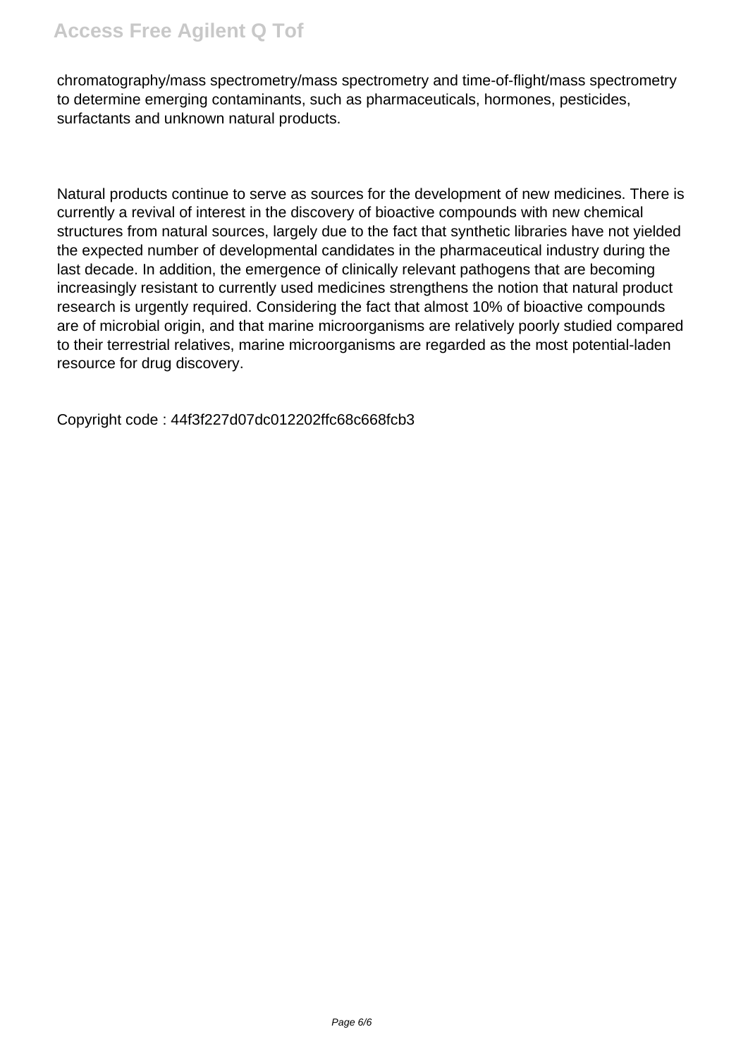chromatography/mass spectrometry/mass spectrometry and time-of-flight/mass spectrometry to determine emerging contaminants, such as pharmaceuticals, hormones, pesticides, surfactants and unknown natural products.

Natural products continue to serve as sources for the development of new medicines. There is currently a revival of interest in the discovery of bioactive compounds with new chemical structures from natural sources, largely due to the fact that synthetic libraries have not yielded the expected number of developmental candidates in the pharmaceutical industry during the last decade. In addition, the emergence of clinically relevant pathogens that are becoming increasingly resistant to currently used medicines strengthens the notion that natural product research is urgently required. Considering the fact that almost 10% of bioactive compounds are of microbial origin, and that marine microorganisms are relatively poorly studied compared to their terrestrial relatives, marine microorganisms are regarded as the most potential-laden resource for drug discovery.

Copyright code : 44f3f227d07dc012202ffc68c668fcb3